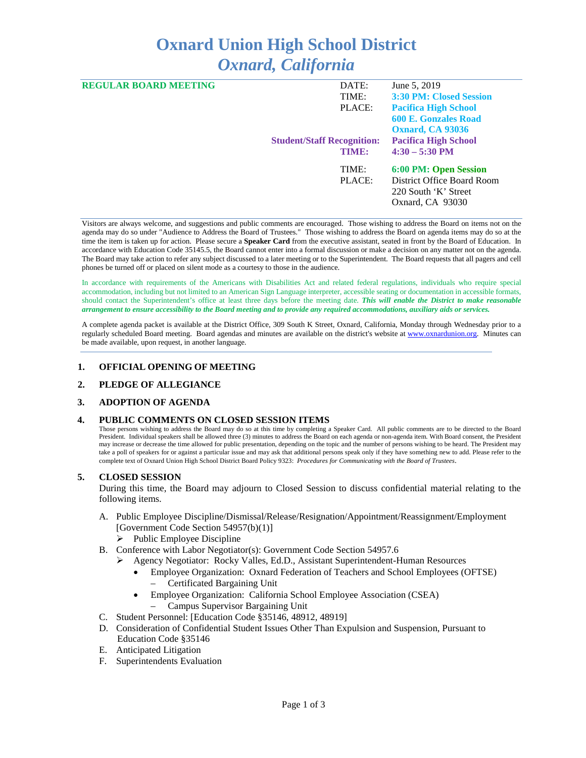# Oxnard Union High School District
## *Oxnard, California*

**REGULAR BOARD MEETING**

| | |
|---|---|
| DATE: | June 5, 2019 |
| TIME: | **3:30 PM: Closed Session** |
| PLACE: | **Pacifica High School**<br>**600 E. Gonzales Road**<br>**Oxnard, CA 93036** |
| **Student/Staff Recognition:** | **Pacifica High School** |
| **TIME:** | **4:30 – 5:30 PM** |
| TIME: | **6:00 PM: Open Session** |
| PLACE: | District Office Board Room<br>220 South 'K' Street<br>Oxnard, CA 93030 |

Visitors are always welcome, and suggestions and public comments are encouraged. Those wishing to address the Board on items not on the agenda may do so under "Audience to Address the Board of Trustees." Those wishing to address the Board on agenda items may do so at the time the item is taken up for action. Please secure a **Speaker Card** from the executive assistant, seated in front by the Board of Education. In accordance with Education Code 35145.5, the Board cannot enter into a formal discussion or make a decision on any matter not on the agenda. The Board may take action to refer any subject discussed to a later meeting or to the Superintendent. The Board requests that all pagers and cell phones be turned off or placed on silent mode as a courtesy to those in the audience.

In accordance with requirements of the Americans with Disabilities Act and related federal regulations, individuals who require special accommodation, including but not limited to an American Sign Language interpreter, accessible seating or documentation in accessible formats, should contact the Superintendent's office at least three days before the meeting date. ***This will enable the District to make reasonable arrangement to ensure accessibility to the Board meeting and to provide any required accommodations, auxiliary aids or services.***

A complete agenda packet is available at the District Office, 309 South K Street, Oxnard, California, Monday through Wednesday prior to a regularly scheduled Board meeting. Board agendas and minutes are available on the district's website at www.oxnardunion.org. Minutes can be made available, upon request, in another language.

### 1. OFFICIAL OPENING OF MEETING

### 2. PLEDGE OF ALLEGIANCE

### 3. ADOPTION OF AGENDA

### 4. PUBLIC COMMENTS ON CLOSED SESSION ITEMS

Those persons wishing to address the Board may do so at this time by completing a Speaker Card. All public comments are to be directed to the Board President. Individual speakers shall be allowed three (3) minutes to address the Board on each agenda or non-agenda item. With Board consent, the President may increase or decrease the time allowed for public presentation, depending on the topic and the number of persons wishing to be heard. The President may take a poll of speakers for or against a particular issue and may ask that additional persons speak only if they have something new to add. Please refer to the complete text of Oxnard Union High School District Board Policy 9323: *Procedures for Communicating with the Board of Trustees*.

### 5. CLOSED SESSION

During this time, the Board may adjourn to Closed Session to discuss confidential material relating to the following items.

A. Public Employee Discipline/Dismissal/Release/Resignation/Appointment/Reassignment/Employment [Government Code Section 54957(b)(1)]
   - ➢ Public Employee Discipline

B. Conference with Labor Negotiator(s): Government Code Section 54957.6
   - ➢ Agency Negotiator: Rocky Valles, Ed.D., Assistant Superintendent-Human Resources
     - Employee Organization: Oxnard Federation of Teachers and School Employees (OFTSE)
       – Certificated Bargaining Unit
     - Employee Organization: California School Employee Association (CSEA)
       – Campus Supervisor Bargaining Unit

C. Student Personnel: [Education Code §35146, 48912, 48919]

D. Consideration of Confidential Student Issues Other Than Expulsion and Suspension, Pursuant to Education Code §35146

E. Anticipated Litigation

F. Superintendents Evaluation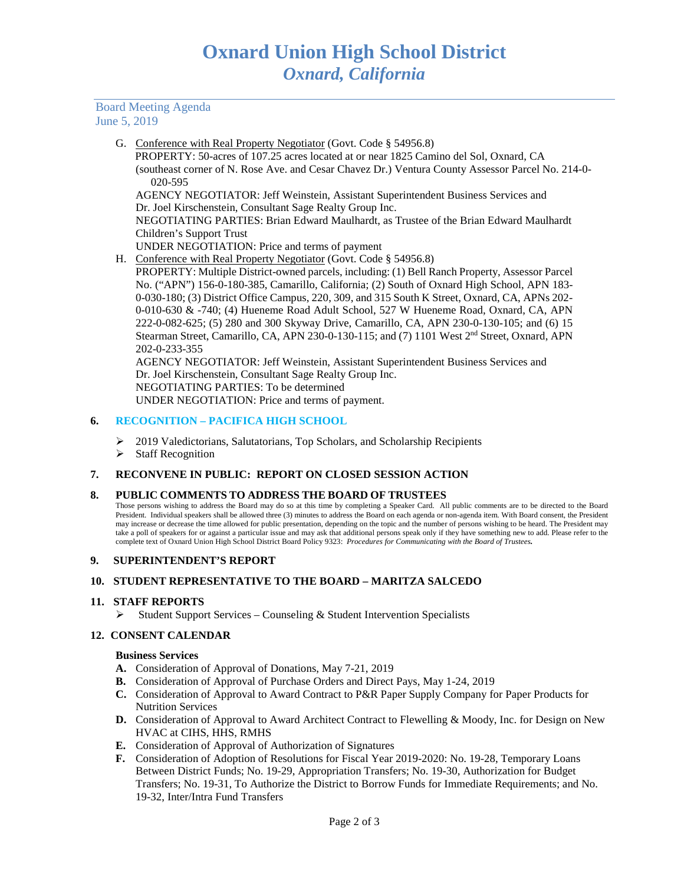# Oxnard Union High School District
## *Oxnard, California*

Board Meeting Agenda
June 5, 2019

G. Conference with Real Property Negotiator (Govt. Code § 54956.8)
PROPERTY: 50-acres of 107.25 acres located at or near 1825 Camino del Sol, Oxnard, CA (southeast corner of N. Rose Ave. and Cesar Chavez Dr.) Ventura County Assessor Parcel No. 214-0-020-595
AGENCY NEGOTIATOR: Jeff Weinstein, Assistant Superintendent Business Services and Dr. Joel Kirschenstein, Consultant Sage Realty Group Inc.
NEGOTIATING PARTIES: Brian Edward Maulhardt, as Trustee of the Brian Edward Maulhardt Children's Support Trust
UNDER NEGOTIATION: Price and terms of payment

H. Conference with Real Property Negotiator (Govt. Code § 54956.8)
PROPERTY: Multiple District-owned parcels, including: (1) Bell Ranch Property, Assessor Parcel No. ("APN") 156-0-180-385, Camarillo, California; (2) South of Oxnard High School, APN 183-0-030-180; (3) District Office Campus, 220, 309, and 315 South K Street, Oxnard, CA, APNs 202-0-010-630 & -740; (4) Hueneme Road Adult School, 527 W Hueneme Road, Oxnard, CA, APN 222-0-082-625; (5) 280 and 300 Skyway Drive, Camarillo, CA, APN 230-0-130-105; and (6) 15 Stearman Street, Camarillo, CA, APN 230-0-130-115; and (7) 1101 West 2nd Street, Oxnard, APN 202-0-233-355
AGENCY NEGOTIATOR: Jeff Weinstein, Assistant Superintendent Business Services and Dr. Joel Kirschenstein, Consultant Sage Realty Group Inc.
NEGOTIATING PARTIES: To be determined
UNDER NEGOTIATION: Price and terms of payment.

## 6. RECOGNITION – PACIFICA HIGH SCHOOL

- 2019 Valedictorians, Salutatorians, Top Scholars, and Scholarship Recipients
- Staff Recognition

## 7. RECONVENE IN PUBLIC: REPORT ON CLOSED SESSION ACTION

## 8. PUBLIC COMMENTS TO ADDRESS THE BOARD OF TRUSTEES

Those persons wishing to address the Board may do so at this time by completing a Speaker Card. All public comments are to be directed to the Board President. Individual speakers shall be allowed three (3) minutes to address the Board on each agenda or non-agenda item. With Board consent, the President may increase or decrease the time allowed for public presentation, depending on the topic and the number of persons wishing to be heard. The President may take a poll of speakers for or against a particular issue and may ask that additional persons speak only if they have something new to add. Please refer to the complete text of Oxnard Union High School District Board Policy 9323: ***Procedures for Communicating with the Board of Trustees.***

## 9. SUPERINTENDENT'S REPORT

## 10. STUDENT REPRESENTATIVE TO THE BOARD – MARITZA SALCEDO

## 11. STAFF REPORTS

- Student Support Services – Counseling & Student Intervention Specialists

## 12. CONSENT CALENDAR

### Business Services

**A.** Consideration of Approval of Donations, May 7-21, 2019
**B.** Consideration of Approval of Purchase Orders and Direct Pays, May 1-24, 2019
**C.** Consideration of Approval to Award Contract to P&R Paper Supply Company for Paper Products for Nutrition Services
**D.** Consideration of Approval to Award Architect Contract to Flewelling & Moody, Inc. for Design on New HVAC at CIHS, HHS, RMHS
**E.** Consideration of Approval of Authorization of Signatures
**F.** Consideration of Adoption of Resolutions for Fiscal Year 2019-2020: No. 19-28, Temporary Loans Between District Funds; No. 19-29, Appropriation Transfers; No. 19-30, Authorization for Budget Transfers; No. 19-31, To Authorize the District to Borrow Funds for Immediate Requirements; and No. 19-32, Inter/Intra Fund Transfers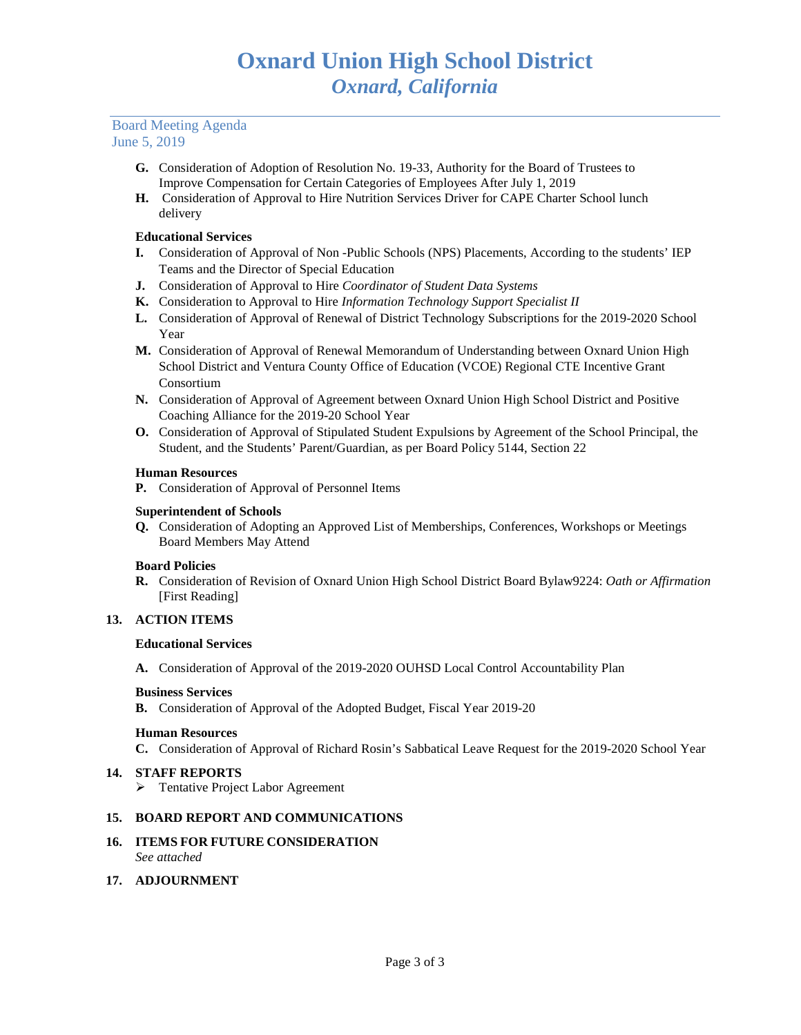# Oxnard Union High School District
## *Oxnard, California*

Board Meeting Agenda
June 5, 2019

- **G.** Consideration of Adoption of Resolution No. 19-33, Authority for the Board of Trustees to Improve Compensation for Certain Categories of Employees After July 1, 2019
- **H.** Consideration of Approval to Hire Nutrition Services Driver for CAPE Charter School lunch delivery

**Educational Services**

- **I.** Consideration of Approval of Non -Public Schools (NPS) Placements, According to the students' IEP Teams and the Director of Special Education
- **J.** Consideration of Approval to Hire *Coordinator of Student Data Systems*
- **K.** Consideration to Approval to Hire *Information Technology Support Specialist II*
- **L.** Consideration of Approval of Renewal of District Technology Subscriptions for the 2019-2020 School Year
- **M.** Consideration of Approval of Renewal Memorandum of Understanding between Oxnard Union High School District and Ventura County Office of Education (VCOE) Regional CTE Incentive Grant Consortium
- **N.** Consideration of Approval of Agreement between Oxnard Union High School District and Positive Coaching Alliance for the 2019-20 School Year
- **O.** Consideration of Approval of Stipulated Student Expulsions by Agreement of the School Principal, the Student, and the Students' Parent/Guardian, as per Board Policy 5144, Section 22

**Human Resources**

- **P.** Consideration of Approval of Personnel Items

**Superintendent of Schools**

- **Q.** Consideration of Adopting an Approved List of Memberships, Conferences, Workshops or Meetings Board Members May Attend

**Board Policies**

- **R.** Consideration of Revision of Oxnard Union High School District Board Bylaw9224: *Oath or Affirmation* [First Reading]

**13. ACTION ITEMS**

**Educational Services**

- **A.** Consideration of Approval of the 2019-2020 OUHSD Local Control Accountability Plan

**Business Services**

- **B.** Consideration of Approval of the Adopted Budget, Fiscal Year 2019-20

**Human Resources**

- **C.** Consideration of Approval of Richard Rosin's Sabbatical Leave Request for the 2019-2020 School Year

**14. STAFF REPORTS**

- Tentative Project Labor Agreement

**15. BOARD REPORT AND COMMUNICATIONS**

**16. ITEMS FOR FUTURE CONSIDERATION**

*See attached*

**17. ADJOURNMENT**